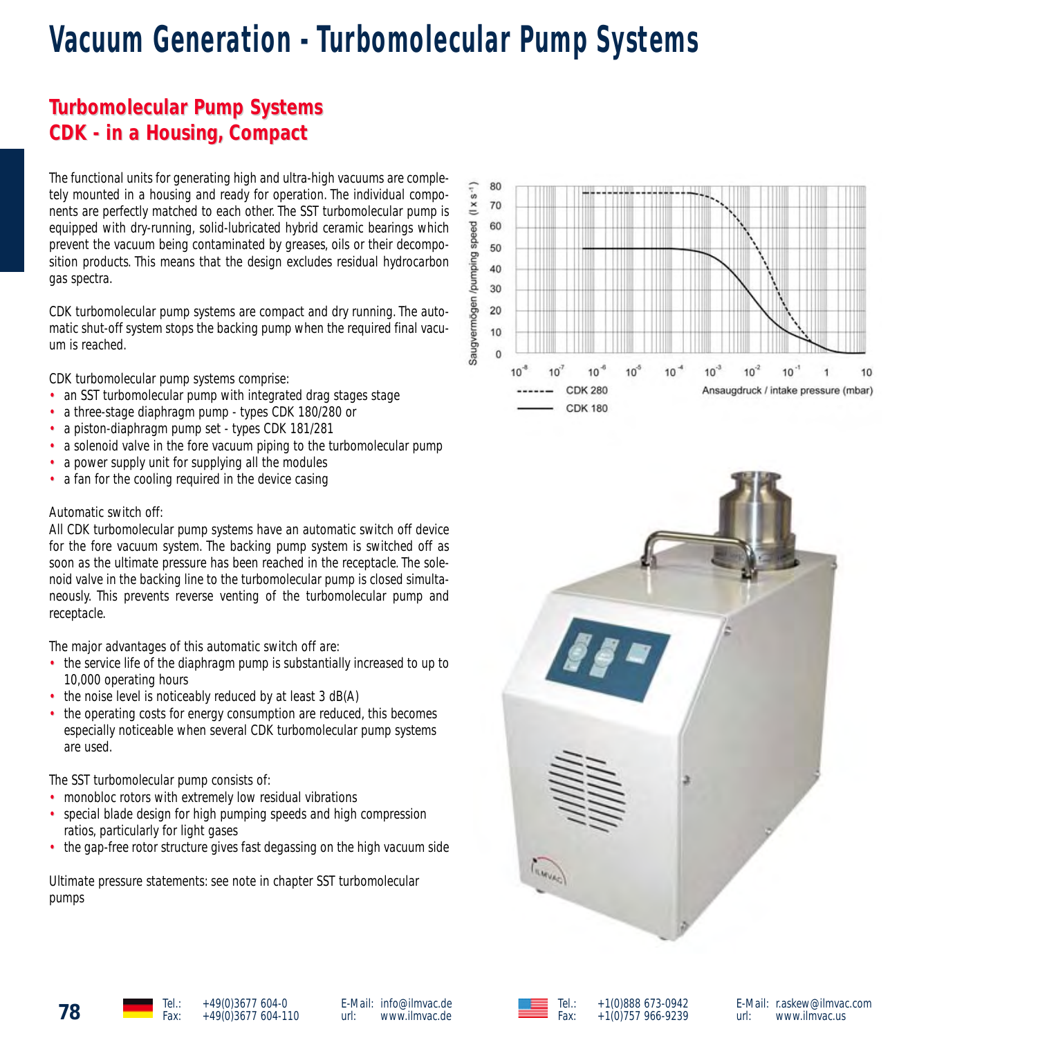# Vacuum Generation - Turbomolecular Pump Systems

## Turbomolecular Pump Systems
## CDK - in a Housing, Compact

The functional units for generating high and ultra-high vacuums are completely mounted in a housing and ready for operation. The individual components are perfectly matched to each other. The SST turbomolecular pump is equipped with dry-running, solid-lubricated hybrid ceramic bearings which prevent the vacuum being contaminated by greases, oils or their decomposition products. This means that the design excludes residual hydrocarbon gas spectra.

CDK turbomolecular pump systems are compact and dry running. The automatic shut-off system stops the backing pump when the required final vacuum is reached.

CDK turbomolecular pump systems comprise:

- an SST turbomolecular pump with integrated drag stages stage
- a three-stage diaphragm pump - types CDK 180/280 or
- a piston-diaphragm pump set - types CDK 181/281
- a solenoid valve in the fore vacuum piping to the turbomolecular pump
- a power supply unit for supplying all the modules
- a fan for the cooling required in the device casing

Automatic switch off:

All CDK turbomolecular pump systems have an automatic switch off device for the fore vacuum system. The backing pump system is switched off as soon as the ultimate pressure has been reached in the receptacle. The solenoid valve in the backing line to the turbomolecular pump is closed simultaneously. This prevents reverse venting of the turbomolecular pump and receptacle.

The major advantages of this automatic switch off are:

- the service life of the diaphragm pump is substantially increased to up to 10,000 operating hours
- the noise level is noticeably reduced by at least 3 dB(A)
- the operating costs for energy consumption are reduced, this becomes especially noticeable when several CDK turbomolecular pump systems are used.

The SST turbomolecular pump consists of:

- monobloc rotors with extremely low residual vibrations
- special blade design for high pumping speeds and high compression ratios, particularly for light gases
- the gap-free rotor structure gives fast degassing on the high vacuum side

Ultimate pressure statements: see note in chapter SST turbomolecular pumps

Saugvermögen /pumping speed ($l \times s^{-1}$)

Ansaugdruck / intake pressure (mbar)

- - - - - - CDK 280
——— CDK 180

Tel.: +49(0)3677 604-0 Fax: +49(0)3677 604-110 E-Mail: info@ilmvac.de url: www.ilmvac.de

Tel.: +1(0)888 673-0942 Fax: +1(0)757 966-9239 E-Mail: r.askew@ilmvac.com url: www.ilmvac.us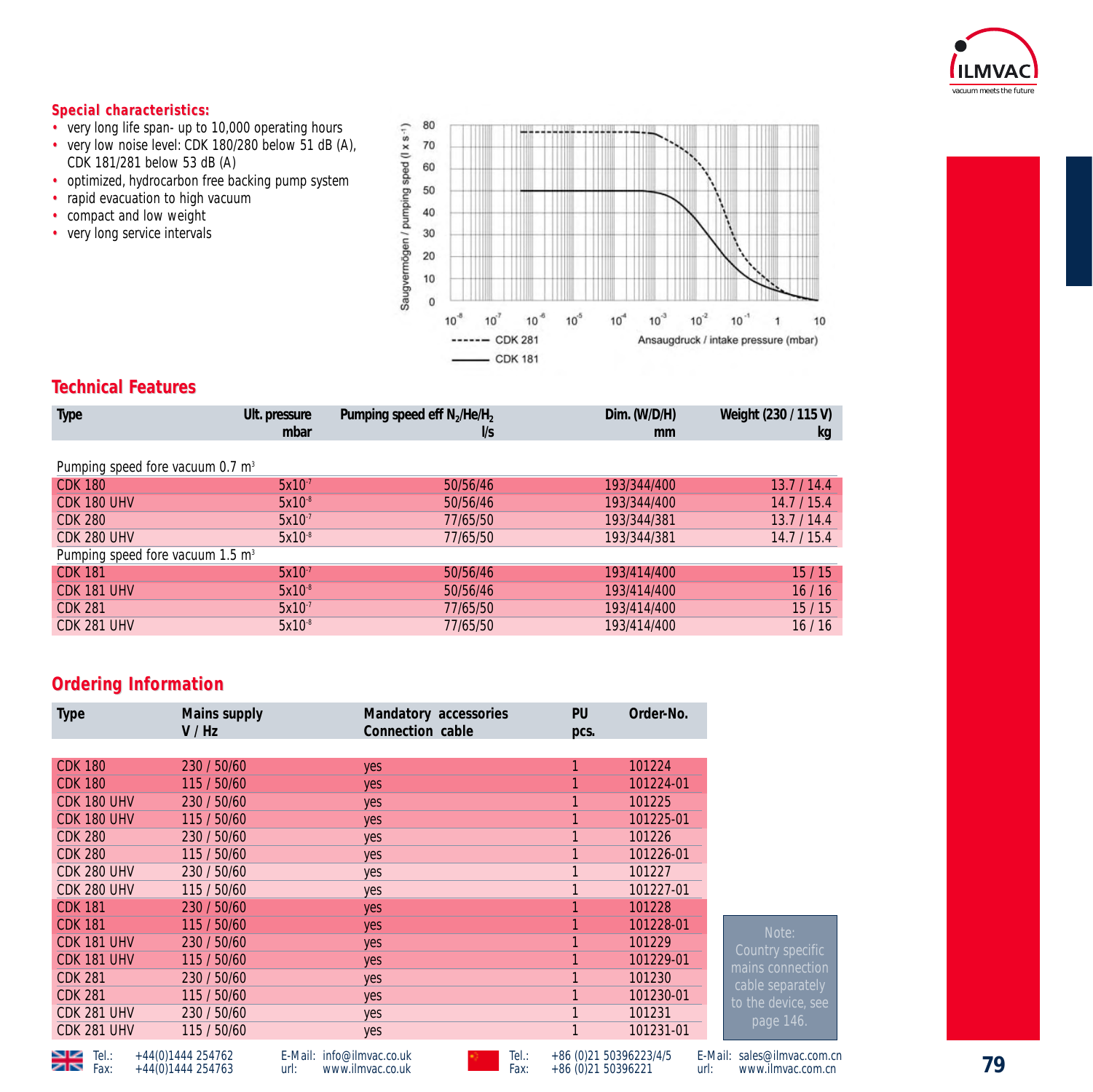## Special characteristics:

- very long life span- up to 10,000 operating hours
- very low noise level: CDK 180/280 below 51 dB (A), CDK 181/281 below 53 dB (A)
- optimized, hydrocarbon free backing pump system
- rapid evacuation to high vacuum
- compact and low weight
- very long service intervals

## Technical Features

| Type | Ult. pressure mbar | Pumping speed eff $N_2$/He/$H_2$ l/s | Dim. (W/D/H) mm | Weight (230 / 115 V) kg |
|---|---|---|---|---|
| Pumping speed fore vacuum 0.7 $m^3$ | | | | |
| CDK 180 | $5x10^{-7}$ | 50/56/46 | 193/344/400 | 13.7 / 14.4 |
| CDK 180 UHV | $5x10^{-8}$ | 50/56/46 | 193/344/400 | 14.7 / 15.4 |
| CDK 280 | $5x10^{-7}$ | 77/65/50 | 193/344/381 | 13.7 / 14.4 |
| CDK 280 UHV | $5x10^{-8}$ | 77/65/50 | 193/344/381 | 14.7 / 15.4 |
| Pumping speed fore vacuum 1.5 $m^3$ | | | | |
| CDK 181 | $5x10^{-7}$ | 50/56/46 | 193/414/400 | 15 / 15 |
| CDK 181 UHV | $5x10^{-8}$ | 50/56/46 | 193/414/400 | 16 / 16 |
| CDK 281 | $5x10^{-7}$ | 77/65/50 | 193/414/400 | 15 / 15 |
| CDK 281 UHV | $5x10^{-8}$ | 77/65/50 | 193/414/400 | 16 / 16 |

## Ordering Information

| Type | Mains supply V / Hz | Mandatory accessories Connection cable | PU pcs. | Order-No. |
|---|---|---|---|---|
| CDK 180 | 230 / 50/60 | yes | 1 | 101224 |
| CDK 180 | 115 / 50/60 | yes | 1 | 101224-01 |
| CDK 180 UHV | 230 / 50/60 | yes | 1 | 101225 |
| CDK 180 UHV | 115 / 50/60 | yes | 1 | 101225-01 |
| CDK 280 | 230 / 50/60 | yes | 1 | 101226 |
| CDK 280 | 115 / 50/60 | yes | 1 | 101226-01 |
| CDK 280 UHV | 230 / 50/60 | yes | 1 | 101227 |
| CDK 280 UHV | 115 / 50/60 | yes | 1 | 101227-01 |
| CDK 181 | 230 / 50/60 | yes | 1 | 101228 |
| CDK 181 | 115 / 50/60 | yes | 1 | 101228-01 |
| CDK 181 UHV | 230 / 50/60 | yes | 1 | 101229 |
| CDK 181 UHV | 115 / 50/60 | yes | 1 | 101229-01 |
| CDK 281 | 230 / 50/60 | yes | 1 | 101230 |
| CDK 281 | 115 / 50/60 | yes | 1 | 101230-01 |
| CDK 281 UHV | 230 / 50/60 | yes | 1 | 101231 |
| CDK 281 UHV | 115 / 50/60 | yes | 1 | 101231-01 |

Note: Country specific mains connection cable separately to the device, see page 146.

Tel.: +44(0)1444 254762 Fax: +44(0)1444 254763 E-Mail: info@ilmvac.co.uk url: www.ilmvac.co.uk

Tel.: +86 (0)21 50396223/4/5 Fax: +86 (0)21 50396221 E-Mail: sales@ilmvac.com.cn url: www.ilmvac.com.cn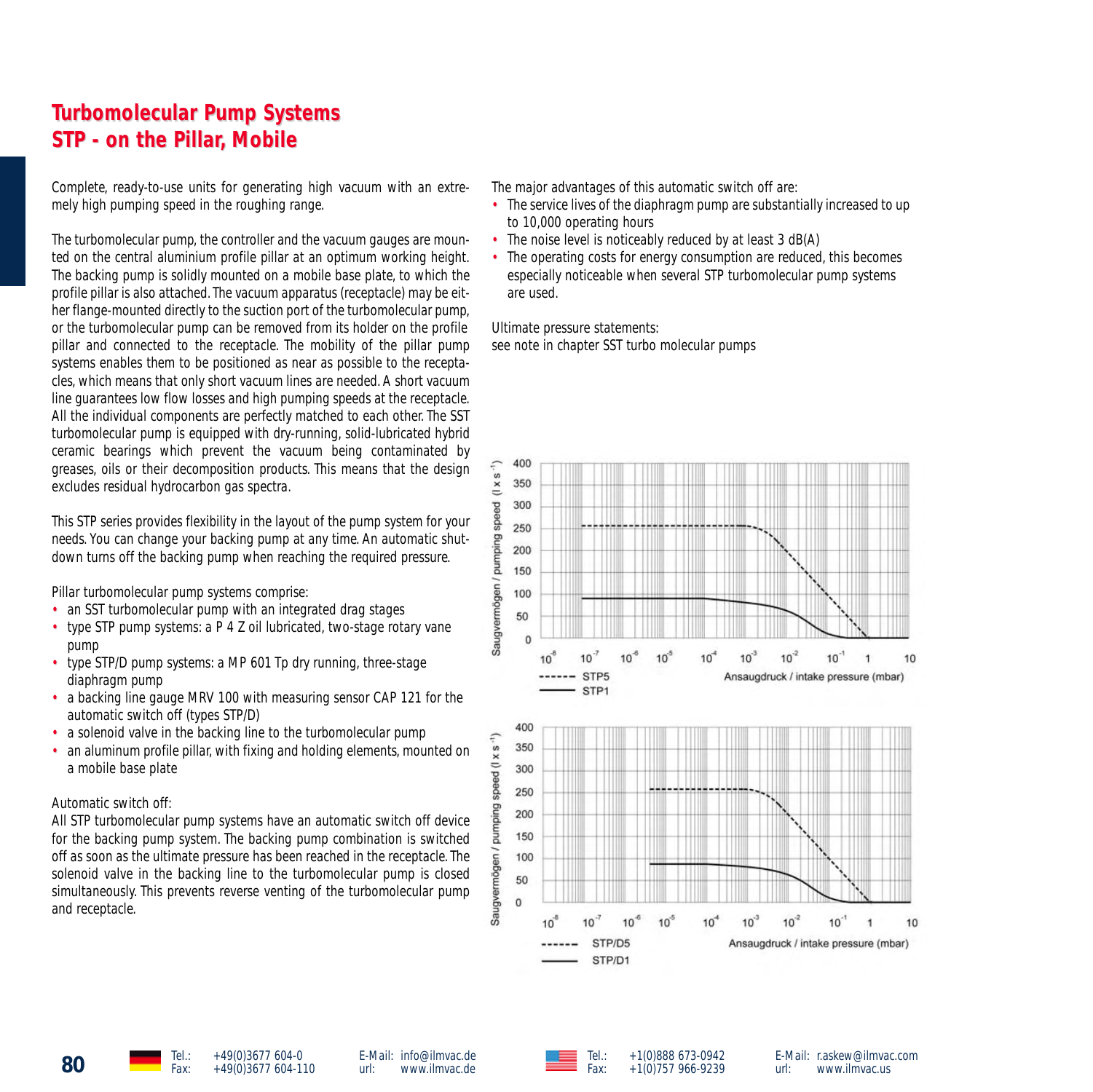# Turbomolecular Pump Systems
# STP - on the Pillar, Mobile

Complete, ready-to-use units for generating high vacuum with an extremely high pumping speed in the roughing range.

The turbomolecular pump, the controller and the vacuum gauges are mounted on the central aluminium profile pillar at an optimum working height. The backing pump is solidly mounted on a mobile base plate, to which the profile pillar is also attached. The vacuum apparatus (receptacle) may be either flange-mounted directly to the suction port of the turbomolecular pump, or the turbomolecular pump can be removed from its holder on the profile pillar and connected to the receptacle. The mobility of the pillar pump systems enables them to be positioned as near as possible to the receptacles, which means that only short vacuum lines are needed. A short vacuum line guarantees low flow losses and high pumping speeds at the receptacle. All the individual components are perfectly matched to each other. The SST turbomolecular pump is equipped with dry-running, solid-lubricated hybrid ceramic bearings which prevent the vacuum being contaminated by greases, oils or their decomposition products. This means that the design excludes residual hydrocarbon gas spectra.

This STP series provides flexibility in the layout of the pump system for your needs. You can change your backing pump at any time. An automatic shutdown turns off the backing pump when reaching the required pressure.

Pillar turbomolecular pump systems comprise:

- an SST turbomolecular pump with an integrated drag stages
- type STP pump systems: a P 4 Z oil lubricated, two-stage rotary vane pump
- type STP/D pump systems: a MP 601 Tp dry running, three-stage diaphragm pump
- a backing line gauge MRV 100 with measuring sensor CAP 121 for the automatic switch off (types STP/D)
- a solenoid valve in the backing line to the turbomolecular pump
- an aluminum profile pillar, with fixing and holding elements, mounted on a mobile base plate

Automatic switch off:
All STP turbomolecular pump systems have an automatic switch off device for the backing pump system. The backing pump combination is switched off as soon as the ultimate pressure has been reached in the receptacle. The solenoid valve in the backing line to the turbomolecular pump is closed simultaneously. This prevents reverse venting of the turbomolecular pump and receptacle.

The major advantages of this automatic switch off are:

- The service lives of the diaphragm pump are substantially increased to up to 10,000 operating hours
- The noise level is noticeably reduced by at least 3 dB(A)
- The operating costs for energy consumption are reduced, this becomes especially noticeable when several STP turbomolecular pump systems are used.

Ultimate pressure statements:
see note in chapter SST turbo molecular pumps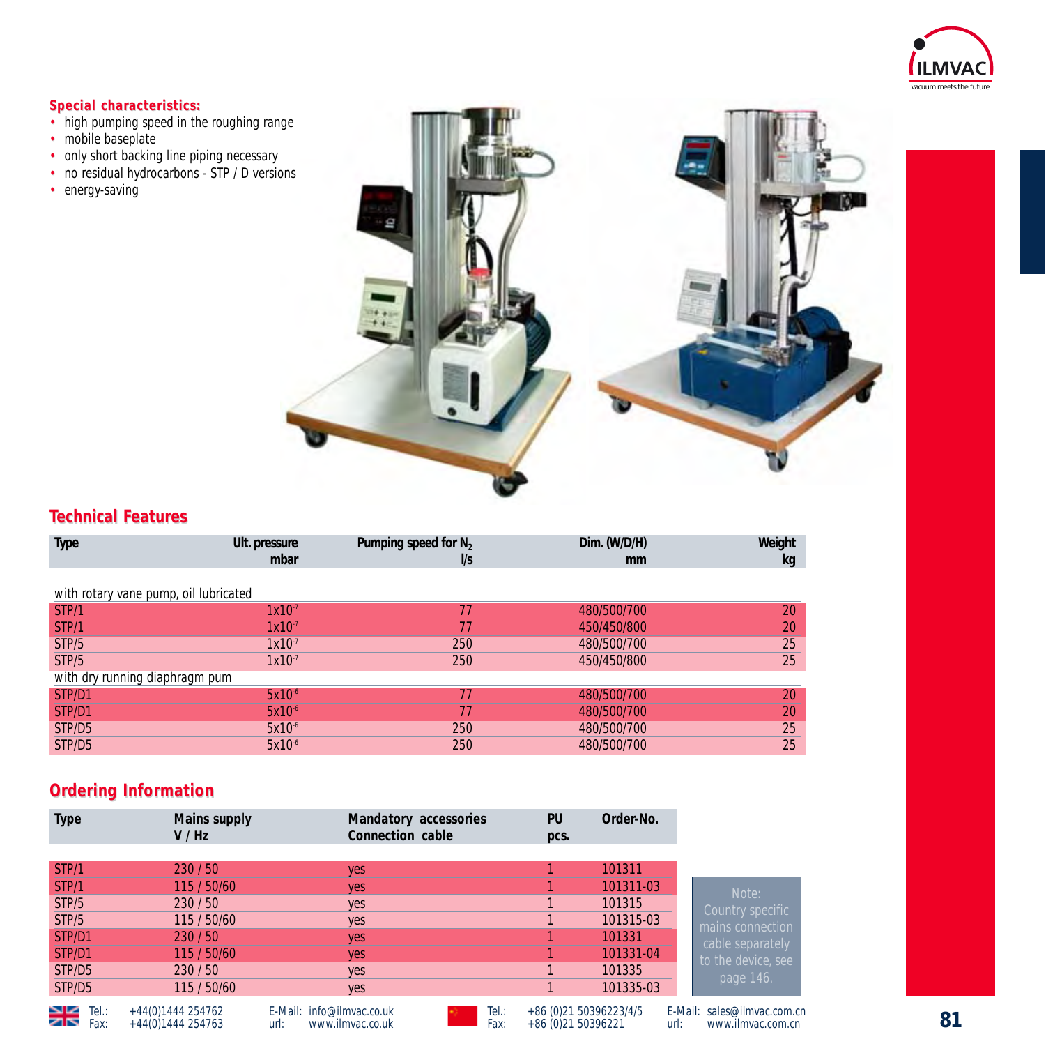**Special characteristics:**

- high pumping speed in the roughing range
- mobile baseplate
- only short backing line piping necessary
- no residual hydrocarbons - STP / D versions
- energy-saving

## Technical Features

| Type | Ult. pressure mbar | Pumping speed for $N_2$ l/s | Dim. (W/D/H) mm | Weight kg |
|---|---|---|---|---|
| with rotary vane pump, oil lubricated | | | | |
| STP/1 | $1x10^{-7}$ | 77 | 480/500/700 | 20 |
| STP/1 | $1x10^{-7}$ | 77 | 450/450/800 | 20 |
| STP/5 | $1x10^{-7}$ | 250 | 480/500/700 | 25 |
| STP/5 | $1x10^{-7}$ | 250 | 450/450/800 | 25 |
| with dry running diaphragm pum | | | | |
| STP/D1 | $5x10^{-6}$ | 77 | 480/500/700 | 20 |
| STP/D1 | $5x10^{-6}$ | 77 | 480/500/700 | 20 |
| STP/D5 | $5x10^{-6}$ | 250 | 480/500/700 | 25 |
| STP/D5 | $5x10^{-6}$ | 250 | 480/500/700 | 25 |

## Ordering Information

| Type | Mains supply V / Hz | Mandatory accessories Connection cable | PU pcs. | Order-No. |
|---|---|---|---|---|
| STP/1 | 230 / 50 | yes | 1 | 101311 |
| STP/1 | 115 / 50/60 | yes | 1 | 101311-03 |
| STP/5 | 230 / 50 | yes | 1 | 101315 |
| STP/5 | 115 / 50/60 | yes | 1 | 101315-03 |
| STP/D1 | 230 / 50 | yes | 1 | 101331 |
| STP/D1 | 115 / 50/60 | yes | 1 | 101331-04 |
| STP/D5 | 230 / 50 | yes | 1 | 101335 |
| STP/D5 | 115 / 50/60 | yes | 1 | 101335-03 |

Note: Country specific mains connection cable separately to the device, see page 146.

Tel.: +44(0)1444 254762
Fax: +44(0)1444 254763
E-Mail: info@ilmvac.co.uk
url: www.ilmvac.co.uk

Tel.: +86 (0)21 50396223/4/5
Fax: +86 (0)21 50396221
E-Mail: sales@ilmvac.com.cn
url: www.ilmvac.com.cn